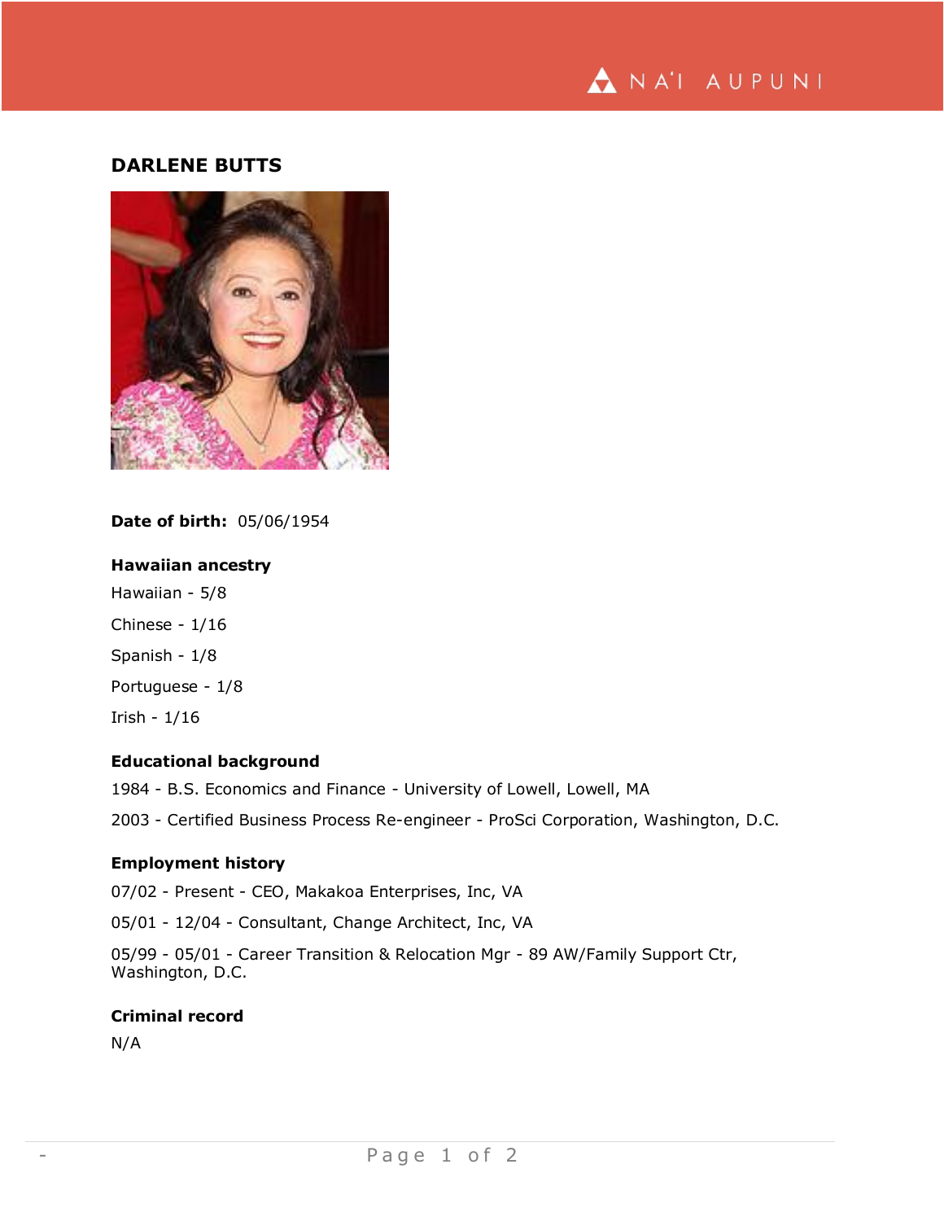## DARLENE BUTTS

**Date of birth:** 05/06/1954

### Hawaiian ancestry

Hawaiian - 5/8

Chinese - 1/16

Spanish - 1/8

Portuguese - 1/8

Irish - 1/16

### Educational background

1984 - B.S. Economics and Finance - University of Lowell, Lowell, MA

2003 - Certified Business Process Re-engineer - ProSci Corporation, Washington, D.C.

### Employment history

07/02 - Present - CEO, Makakoa Enterprises, Inc, VA

05/01 - 12/04 - Consultant, Change Architect, Inc, VA

05/99 - 05/01 - Career Transition & Relocation Mgr - 89 AW/Family Support Ctr, Washington, D.C.

### Criminal record

N/A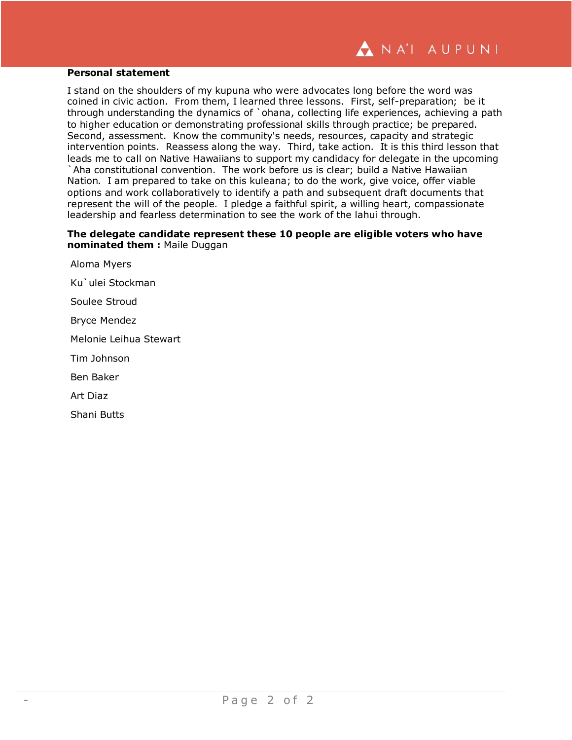**Personal statement**

I stand on the shoulders of my kupuna who were advocates long before the word was coined in civic action. From them, I learned three lessons. First, self-preparation; be it through understanding the dynamics of `ohana, collecting life experiences, achieving a path to higher education or demonstrating professional skills through practice; be prepared. Second, assessment. Know the community's needs, resources, capacity and strategic intervention points. Reassess along the way. Third, take action. It is this third lesson that leads me to call on Native Hawaiians to support my candidacy for delegate in the upcoming `Aha constitutional convention. The work before us is clear; build a Native Hawaiian Nation. I am prepared to take on this kuleana; to do the work, give voice, offer viable options and work collaboratively to identify a path and subsequent draft documents that represent the will of the people. I pledge a faithful spirit, a willing heart, compassionate leadership and fearless determination to see the work of the lahui through.

**The delegate candidate represent these 10 people are eligible voters who have nominated them :** Maile Duggan

Aloma Myers

Ku`ulei Stockman

Soulee Stroud

Bryce Mendez

Melonie Leihua Stewart

Tim Johnson

Ben Baker

Art Diaz

Shani Butts